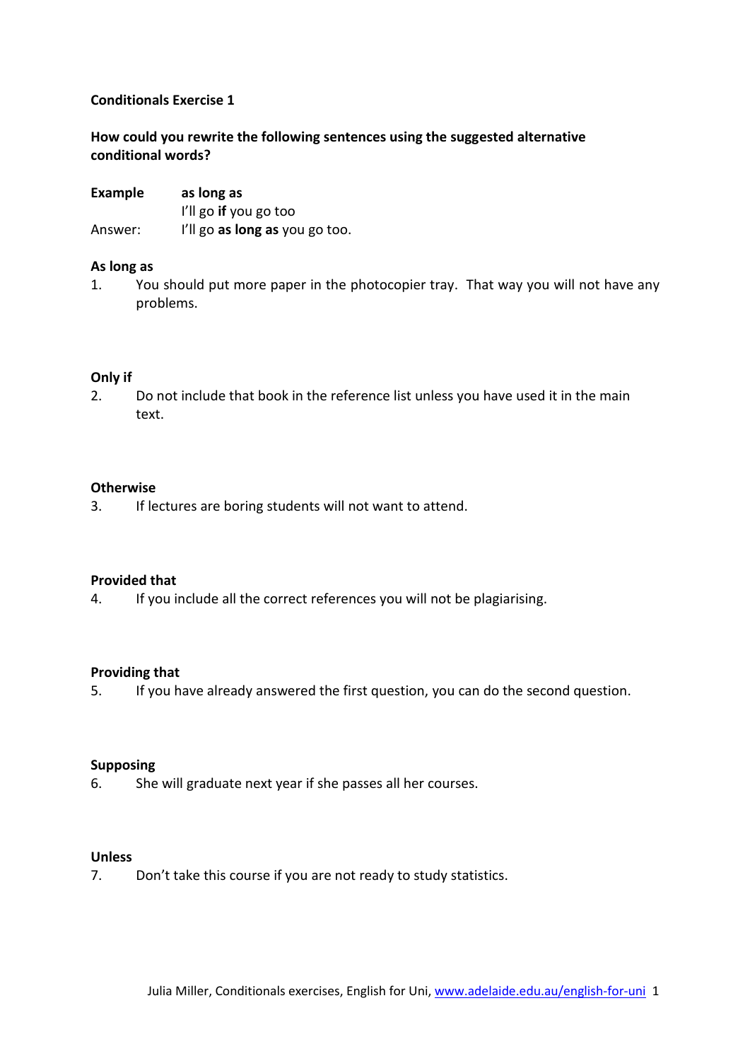**Conditionals Exercise 1**

**How could you rewrite the following sentences using the suggested alternative conditional words?**

**Example** **as long as**
I'll go **if** you go too

Answer: I'll go **as long as** you go too.

**As long as**

1. You should put more paper in the photocopier tray. That way you will not have any problems.

**Only if**

2. Do not include that book in the reference list unless you have used it in the main text.

**Otherwise**

3. If lectures are boring students will not want to attend.

**Provided that**

4. If you include all the correct references you will not be plagiarising.

**Providing that**

5. If you have already answered the first question, you can do the second question.

**Supposing**

6. She will graduate next year if she passes all her courses.

**Unless**

7. Don't take this course if you are not ready to study statistics.

Julia Miller, Conditionals exercises, English for Uni, www.adelaide.edu.au/english-for-uni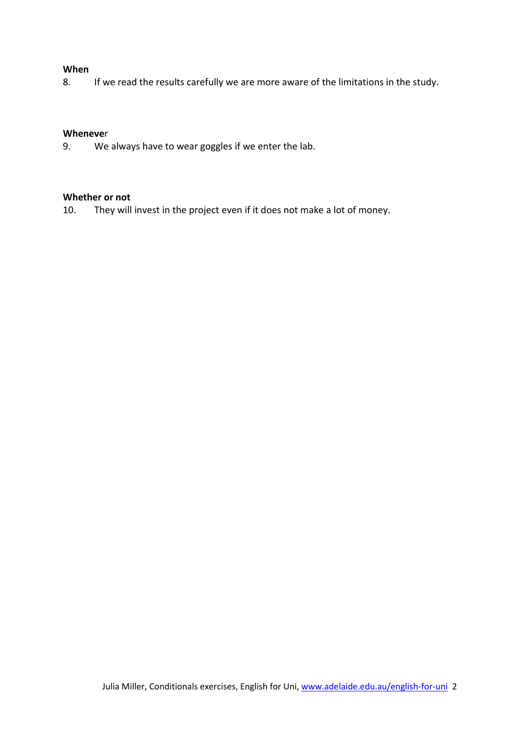**When**

8. If we read the results carefully we are more aware of the limitations in the study.

**Whenever**

9. We always have to wear goggles if we enter the lab.

**Whether or not**

10. They will invest in the project even if it does not make a lot of money.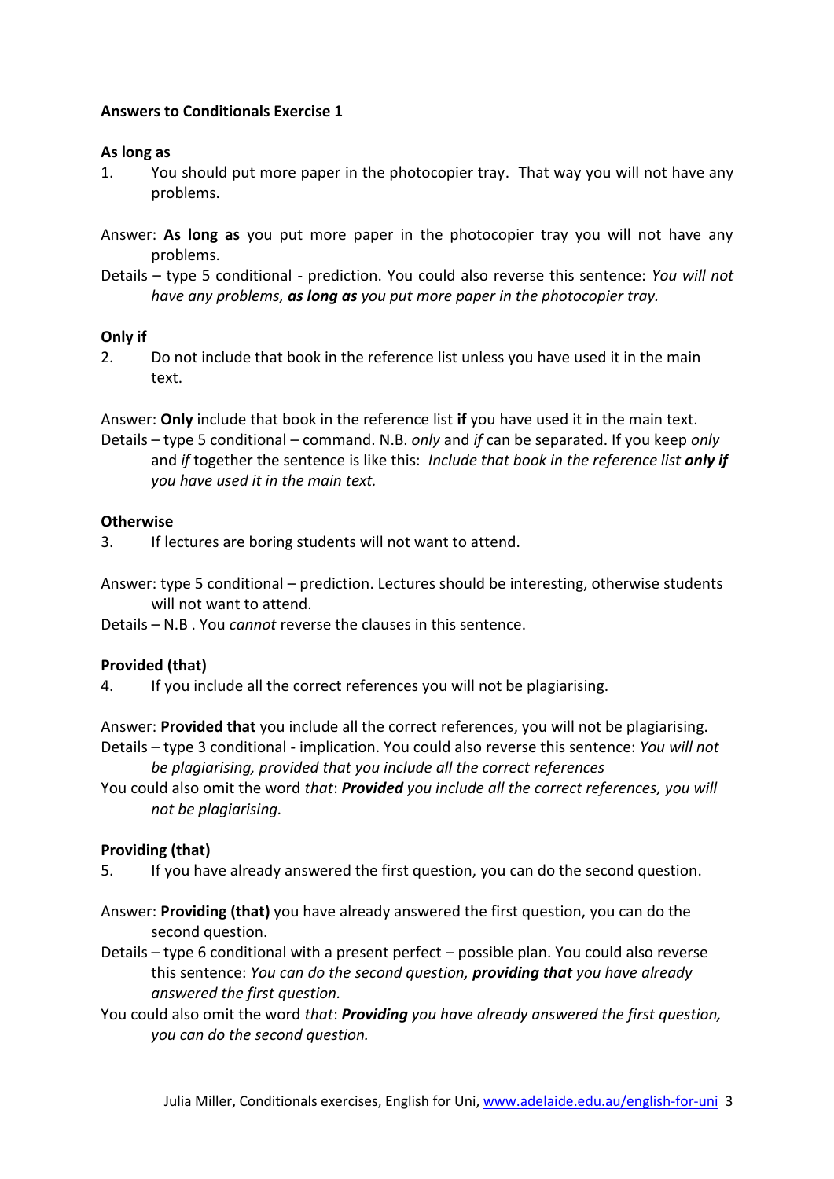**Answers to Conditionals Exercise 1**

**As long as**

1. You should put more paper in the photocopier tray. That way you will not have any problems.

Answer: **As long as** you put more paper in the photocopier tray you will not have any problems.

Details – type 5 conditional - prediction. You could also reverse this sentence: *You will not have any problems, **as long as** you put more paper in the photocopier tray.*

**Only if**

2. Do not include that book in the reference list unless you have used it in the main text.

Answer: **Only** include that book in the reference list **if** you have used it in the main text.

Details – type 5 conditional – command. N.B. *only* and *if* can be separated. If you keep *only* and *if* together the sentence is like this: *Include that book in the reference list **only if** you have used it in the main text.*

**Otherwise**

3. If lectures are boring students will not want to attend.

Answer: type 5 conditional – prediction. Lectures should be interesting, otherwise students will not want to attend.

Details – N.B . You *cannot* reverse the clauses in this sentence.

**Provided (that)**

4. If you include all the correct references you will not be plagiarising.

Answer: **Provided that** you include all the correct references, you will not be plagiarising.

Details – type 3 conditional - implication. You could also reverse this sentence: *You will not be plagiarising, provided that you include all the correct references*

You could also omit the word *that*: ***Provided** you include all the correct references, you will not be plagiarising.*

**Providing (that)**

5. If you have already answered the first question, you can do the second question.

Answer: **Providing (that)** you have already answered the first question, you can do the second question.

Details – type 6 conditional with a present perfect – possible plan. You could also reverse this sentence: *You can do the second question, **providing that** you have already answered the first question.*

You could also omit the word *that*: ***Providing** you have already answered the first question, you can do the second question.*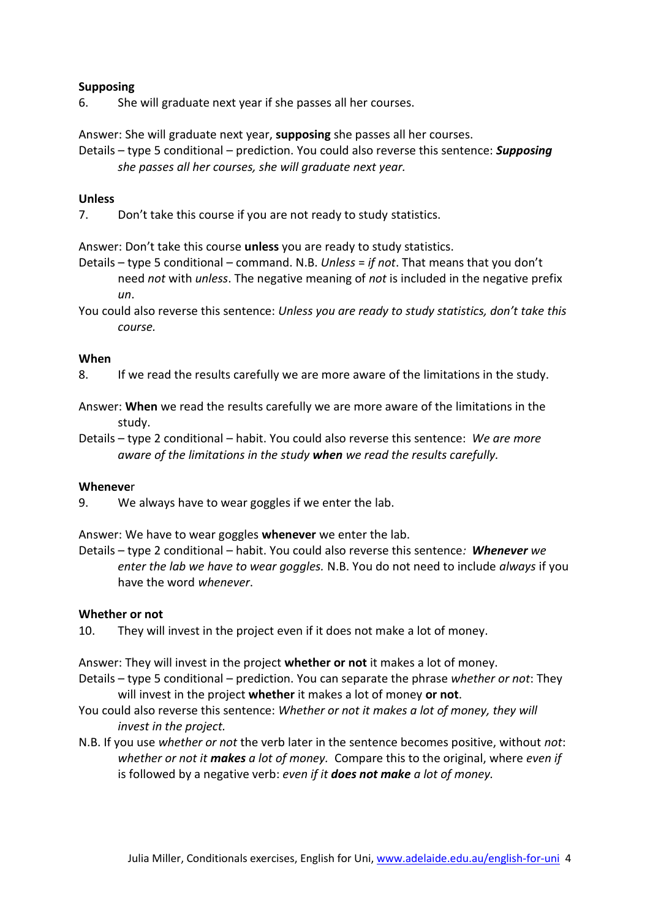**Supposing**

6. She will graduate next year if she passes all her courses.

Answer: She will graduate next year, **supposing** she passes all her courses.

Details – type 5 conditional – prediction. You could also reverse this sentence: ***Supposing*** *she passes all her courses, she will graduate next year.*

**Unless**

7. Don't take this course if you are not ready to study statistics.

Answer: Don't take this course **unless** you are ready to study statistics.

Details – type 5 conditional – command. N.B. *Unless = if not*. That means that you don't need *not* with *unless*. The negative meaning of *not* is included in the negative prefix *un*.

You could also reverse this sentence: *Unless you are ready to study statistics, don't take this course.*

**When**

8. If we read the results carefully we are more aware of the limitations in the study.

Answer: **When** we read the results carefully we are more aware of the limitations in the study.

Details – type 2 conditional – habit. You could also reverse this sentence: *We are more aware of the limitations in the study* ***when*** *we read the results carefully.*

**Whenever**

9. We always have to wear goggles if we enter the lab.

Answer: We have to wear goggles **whenever** we enter the lab.

Details – type 2 conditional – habit. You could also reverse this sentence*:* ***Whenever*** *we enter the lab we have to wear goggles.* N.B. You do not need to include *always* if you have the word *whenever*.

**Whether or not**

10. They will invest in the project even if it does not make a lot of money.

Answer: They will invest in the project **whether or not** it makes a lot of money.

Details – type 5 conditional – prediction. You can separate the phrase *whether or not*: They will invest in the project **whether** it makes a lot of money **or not**.

You could also reverse this sentence: *Whether or not it makes a lot of money, they will invest in the project.*

N.B. If you use *whether or not* the verb later in the sentence becomes positive, without *not*: *whether or not it* ***makes*** *a lot of money.* Compare this to the original, where *even if* is followed by a negative verb: *even if it* ***does not make*** *a lot of money.*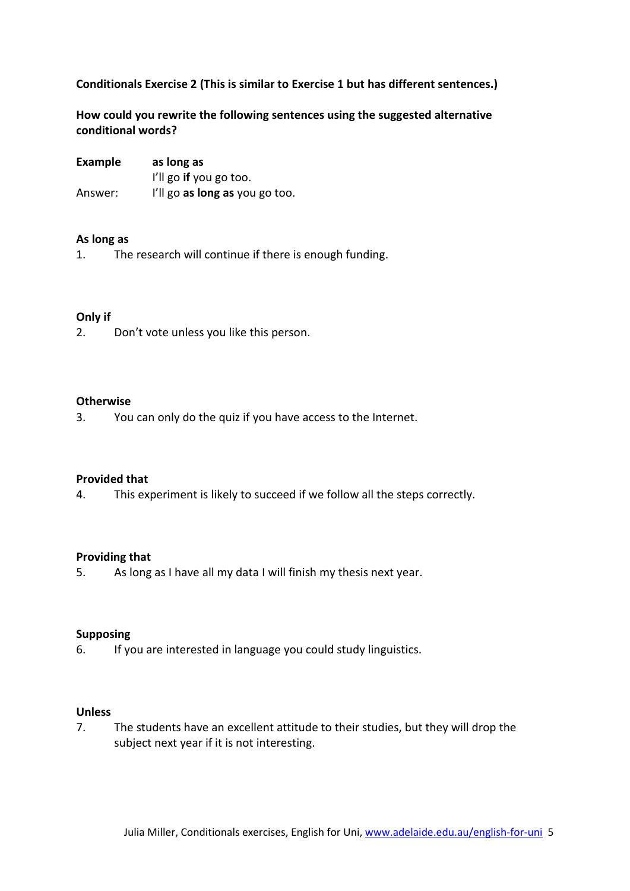**Conditionals Exercise 2 (This is similar to Exercise 1 but has different sentences.)**

**How could you rewrite the following sentences using the suggested alternative conditional words?**

**Example** **as long as**
I'll go **if** you go too.

Answer: I'll go **as long as** you go too.

**As long as**

1. The research will continue if there is enough funding.

**Only if**

2. Don't vote unless you like this person.

**Otherwise**

3. You can only do the quiz if you have access to the Internet.

**Provided that**

4. This experiment is likely to succeed if we follow all the steps correctly.

**Providing that**

5. As long as I have all my data I will finish my thesis next year.

**Supposing**

6. If you are interested in language you could study linguistics.

**Unless**

7. The students have an excellent attitude to their studies, but they will drop the subject next year if it is not interesting.

Julia Miller, Conditionals exercises, English for Uni, www.adelaide.edu.au/english-for-uni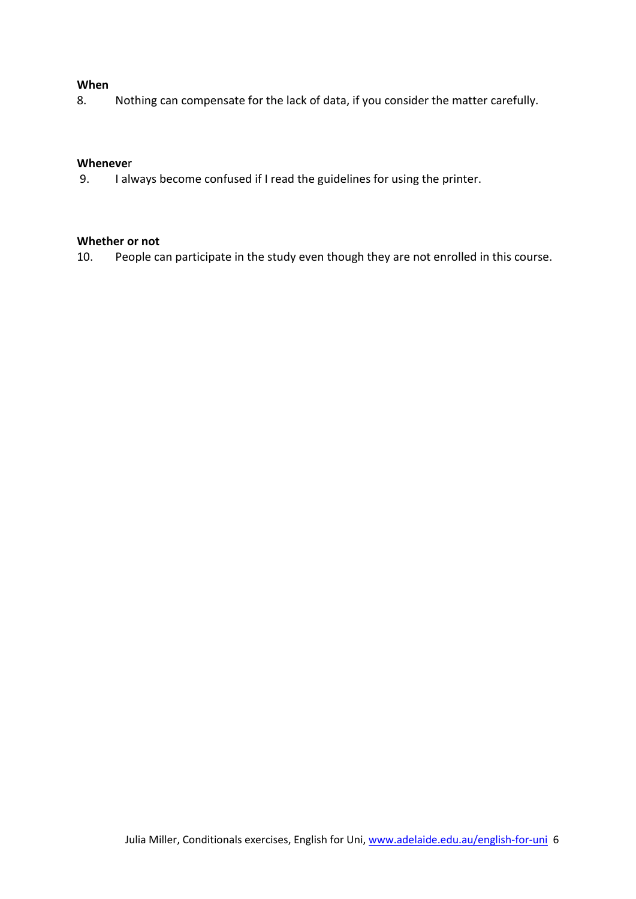**When**

8. Nothing can compensate for the lack of data, if you consider the matter carefully.

**Whenever**

9. I always become confused if I read the guidelines for using the printer.

**Whether or not**

10. People can participate in the study even though they are not enrolled in this course.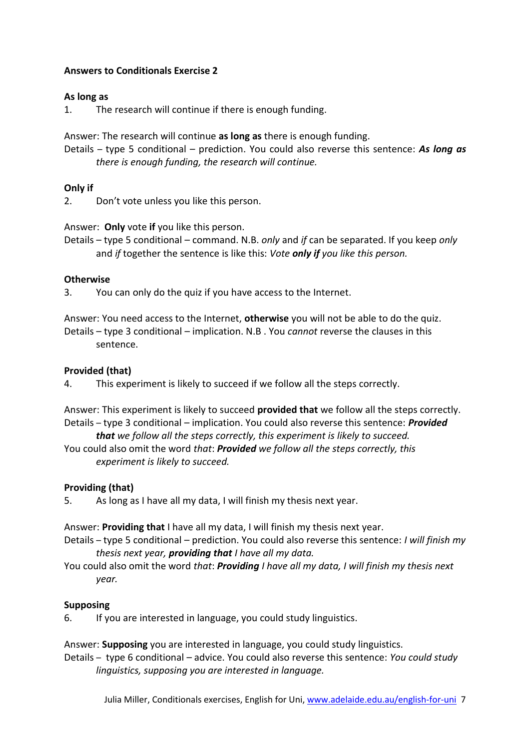**Answers to Conditionals Exercise 2**

**As long as**

1. The research will continue if there is enough funding.

Answer: The research will continue **as long as** there is enough funding.

Details – type 5 conditional – prediction. You could also reverse this sentence: ***As long as*** *there is enough funding, the research will continue.*

**Only if**

2. Don't vote unless you like this person.

Answer: **Only** vote **if** you like this person.

Details – type 5 conditional – command. N.B. *only* and *if* can be separated. If you keep *only* and *if* together the sentence is like this: *Vote* ***only if*** *you like this person.*

**Otherwise**

3. You can only do the quiz if you have access to the Internet.

Answer: You need access to the Internet, **otherwise** you will not be able to do the quiz.

Details – type 3 conditional – implication. N.B . You *cannot* reverse the clauses in this sentence.

**Provided (that)**

4. This experiment is likely to succeed if we follow all the steps correctly.

Answer: This experiment is likely to succeed **provided that** we follow all the steps correctly.

Details – type 3 conditional – implication. You could also reverse this sentence: ***Provided that*** *we follow all the steps correctly, this experiment is likely to succeed.*

You could also omit the word *that*: ***Provided*** *we follow all the steps correctly, this experiment is likely to succeed.*

**Providing (that)**

5. As long as I have all my data, I will finish my thesis next year.

Answer: **Providing that** I have all my data, I will finish my thesis next year.

Details – type 5 conditional – prediction. You could also reverse this sentence: *I will finish my thesis next year,* ***providing that*** *I have all my data.*

You could also omit the word *that*: ***Providing*** *I have all my data, I will finish my thesis next year.*

**Supposing**

6. If you are interested in language, you could study linguistics.

Answer: **Supposing** you are interested in language, you could study linguistics.

Details – type 6 conditional – advice. You could also reverse this sentence: *You could study linguistics, supposing you are interested in language.*

Julia Miller, Conditionals exercises, English for Uni, www.adelaide.edu.au/english-for-uni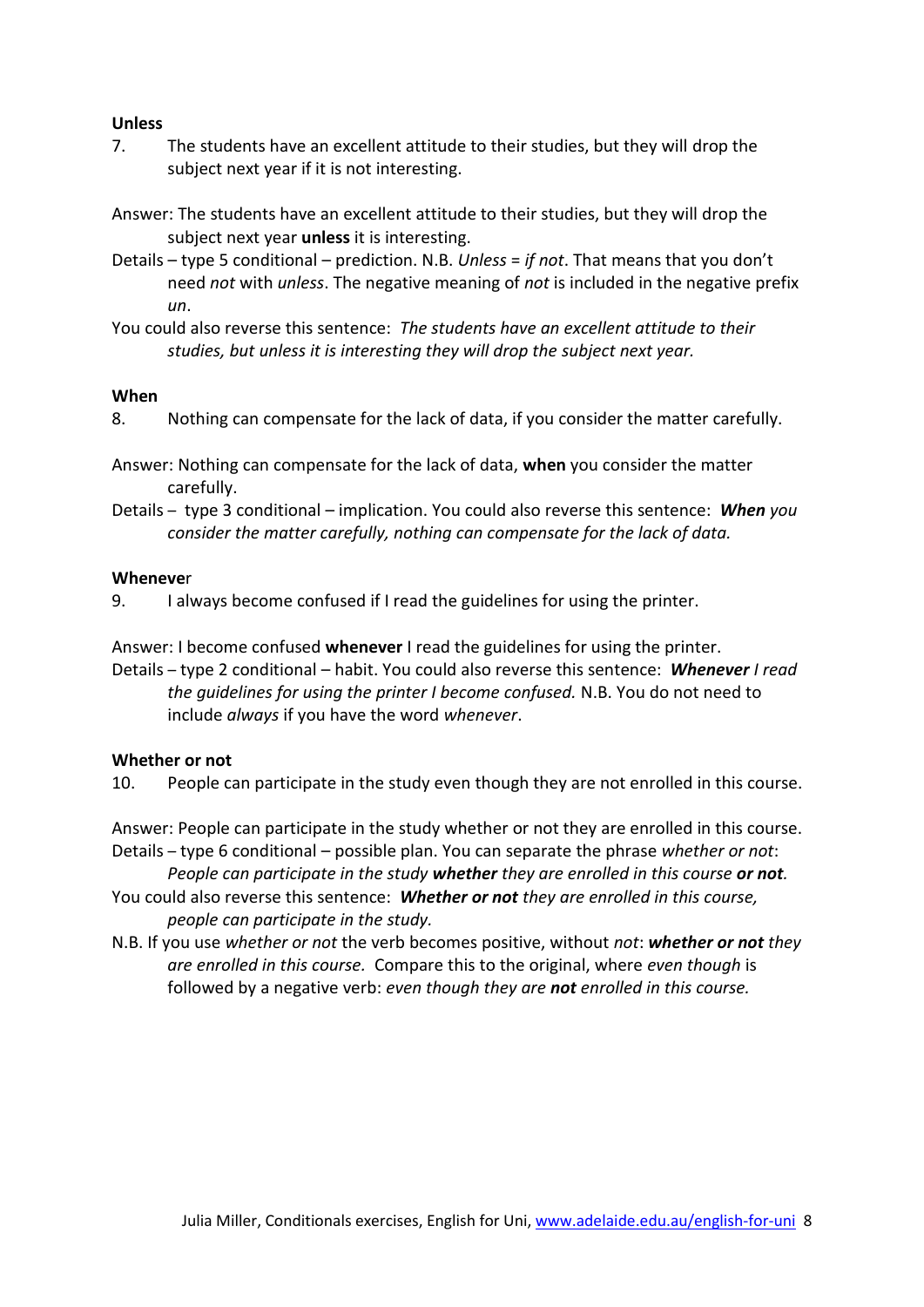**Unless**

7. The students have an excellent attitude to their studies, but they will drop the subject next year if it is not interesting.

Answer: The students have an excellent attitude to their studies, but they will drop the subject next year **unless** it is interesting.

Details – type 5 conditional – prediction. N.B. *Unless* = *if not*. That means that you don't need *not* with *unless*. The negative meaning of *not* is included in the negative prefix *un*.

You could also reverse this sentence: *The students have an excellent attitude to their studies, but unless it is interesting they will drop the subject next year.*

**When**

8. Nothing can compensate for the lack of data, if you consider the matter carefully.

Answer: Nothing can compensate for the lack of data, **when** you consider the matter carefully.

Details – type 3 conditional – implication. You could also reverse this sentence: ***When*** *you consider the matter carefully, nothing can compensate for the lack of data.*

**Whenever**

9. I always become confused if I read the guidelines for using the printer.

Answer: I become confused **whenever** I read the guidelines for using the printer.

Details – type 2 conditional – habit. You could also reverse this sentence: ***Whenever*** *I read the guidelines for using the printer I become confused.* N.B. You do not need to include *always* if you have the word *whenever*.

**Whether or not**

10. People can participate in the study even though they are not enrolled in this course.

Answer: People can participate in the study whether or not they are enrolled in this course.

Details – type 6 conditional – possible plan. You can separate the phrase *whether or not*: *People can participate in the study* ***whether*** *they are enrolled in this course* ***or not.***

You could also reverse this sentence: ***Whether or not*** *they are enrolled in this course, people can participate in the study.*

N.B. If you use *whether or not* the verb becomes positive, without *not*: ***whether or not*** *they are enrolled in this course.* Compare this to the original, where *even though* is followed by a negative verb: *even though they are* ***not*** *enrolled in this course.*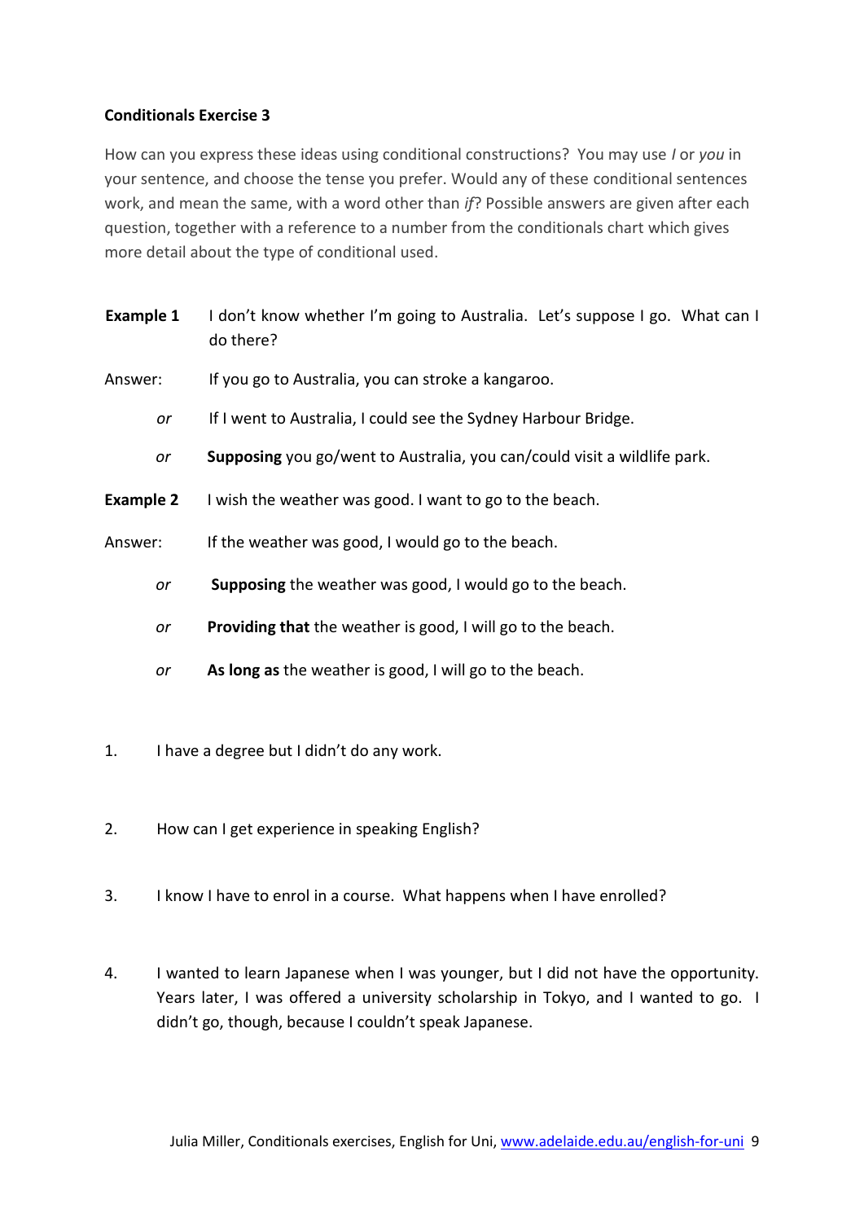**Conditionals Exercise 3**

How can you express these ideas using conditional constructions? You may use *I* or *you* in your sentence, and choose the tense you prefer. Would any of these conditional sentences work, and mean the same, with a word other than *if*? Possible answers are given after each question, together with a reference to a number from the conditionals chart which gives more detail about the type of conditional used.

**Example 1** I don't know whether I'm going to Australia. Let's suppose I go. What can I do there?

Answer: If you go to Australia, you can stroke a kangaroo.

*or* If I went to Australia, I could see the Sydney Harbour Bridge.

*or* **Supposing** you go/went to Australia, you can/could visit a wildlife park.

**Example 2** I wish the weather was good. I want to go to the beach.

Answer: If the weather was good, I would go to the beach.

*or* **Supposing** the weather was good, I would go to the beach.

*or* **Providing that** the weather is good, I will go to the beach.

*or* **As long as** the weather is good, I will go to the beach.

1. I have a degree but I didn't do any work.

2. How can I get experience in speaking English?

3. I know I have to enrol in a course. What happens when I have enrolled?

4. I wanted to learn Japanese when I was younger, but I did not have the opportunity. Years later, I was offered a university scholarship in Tokyo, and I wanted to go. I didn't go, though, because I couldn't speak Japanese.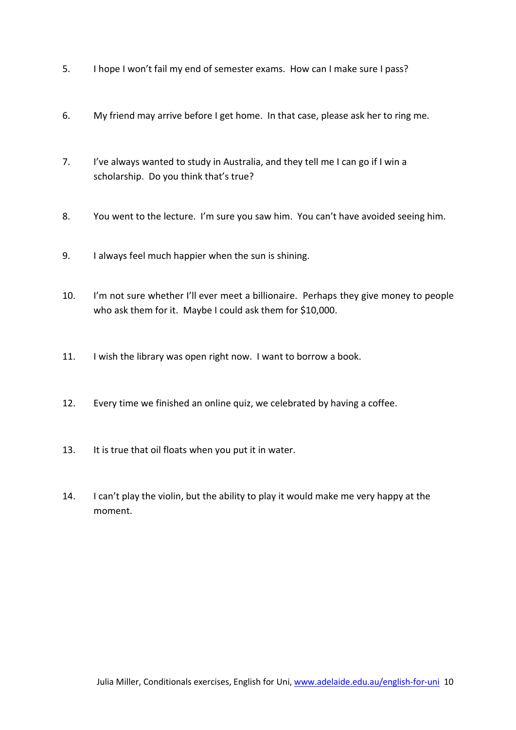5. I hope I won't fail my end of semester exams. How can I make sure I pass?

6. My friend may arrive before I get home. In that case, please ask her to ring me.

7. I've always wanted to study in Australia, and they tell me I can go if I win a scholarship. Do you think that's true?

8. You went to the lecture. I'm sure you saw him. You can't have avoided seeing him.

9. I always feel much happier when the sun is shining.

10. I'm not sure whether I'll ever meet a billionaire. Perhaps they give money to people who ask them for it. Maybe I could ask them for $10,000.

11. I wish the library was open right now. I want to borrow a book.

12. Every time we finished an online quiz, we celebrated by having a coffee.

13. It is true that oil floats when you put it in water.

14. I can't play the violin, but the ability to play it would make me very happy at the moment.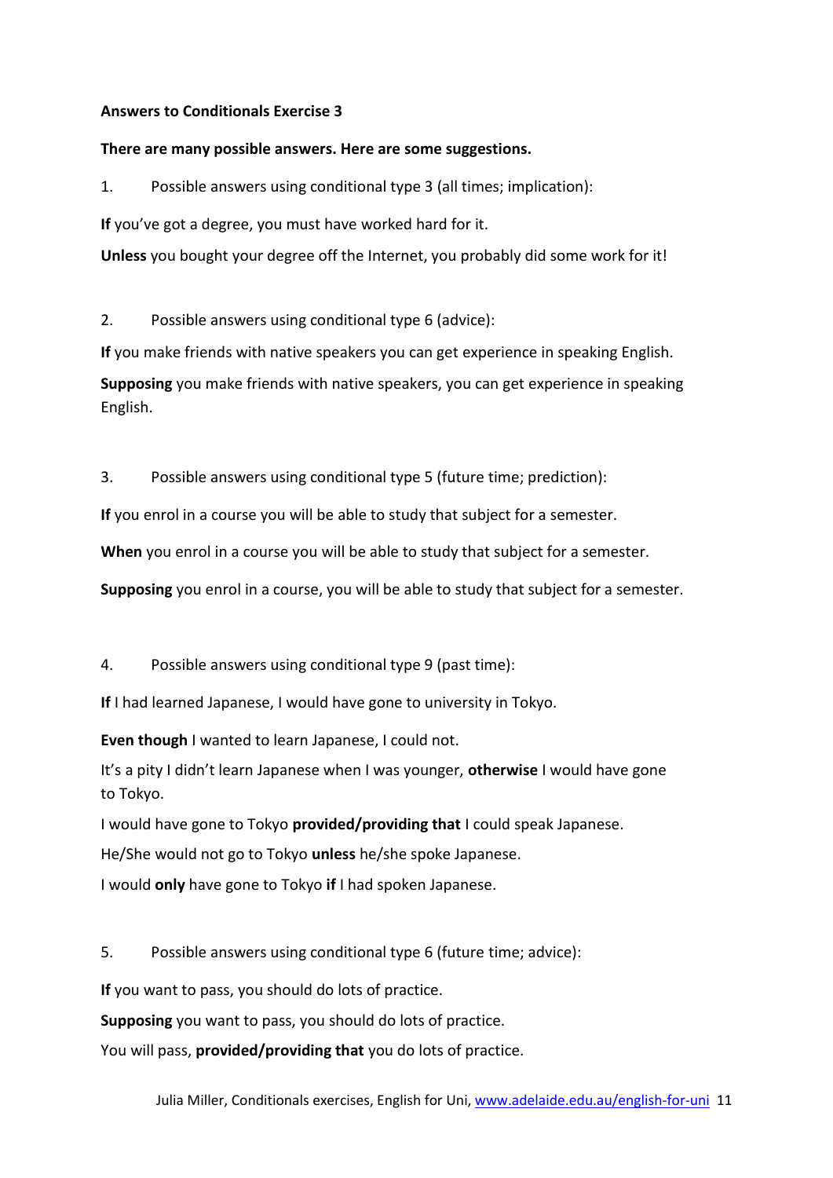**Answers to Conditionals Exercise 3**

**There are many possible answers. Here are some suggestions.**

1. Possible answers using conditional type 3 (all times; implication):

**If** you've got a degree, you must have worked hard for it.

**Unless** you bought your degree off the Internet, you probably did some work for it!

2. Possible answers using conditional type 6 (advice):

**If** you make friends with native speakers you can get experience in speaking English.

**Supposing** you make friends with native speakers, you can get experience in speaking English.

3. Possible answers using conditional type 5 (future time; prediction):

**If** you enrol in a course you will be able to study that subject for a semester.

**When** you enrol in a course you will be able to study that subject for a semester.

**Supposing** you enrol in a course, you will be able to study that subject for a semester.

4. Possible answers using conditional type 9 (past time):

**If** I had learned Japanese, I would have gone to university in Tokyo.

**Even though** I wanted to learn Japanese, I could not.

It's a pity I didn't learn Japanese when I was younger, **otherwise** I would have gone to Tokyo.

I would have gone to Tokyo **provided/providing that** I could speak Japanese.

He/She would not go to Tokyo **unless** he/she spoke Japanese.

I would **only** have gone to Tokyo **if** I had spoken Japanese.

5. Possible answers using conditional type 6 (future time; advice):

**If** you want to pass, you should do lots of practice.

**Supposing** you want to pass, you should do lots of practice.

You will pass, **provided/providing that** you do lots of practice.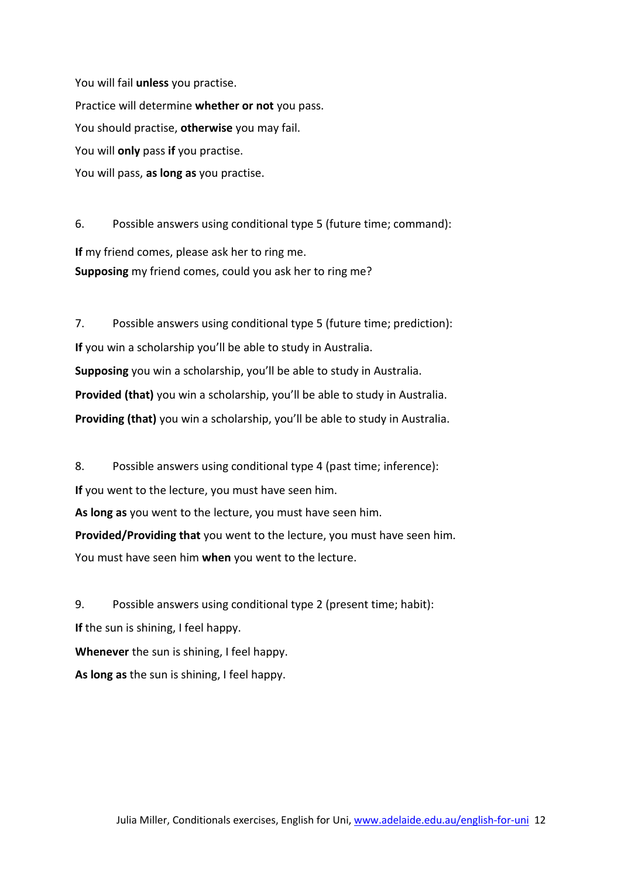You will fail **unless** you practise.

Practice will determine **whether or not** you pass.

You should practise, **otherwise** you may fail.

You will **only** pass **if** you practise.

You will pass, **as long as** you practise.

6. Possible answers using conditional type 5 (future time; command):

**If** my friend comes, please ask her to ring me.
**Supposing** my friend comes, could you ask her to ring me?

7. Possible answers using conditional type 5 (future time; prediction):

**If** you win a scholarship you'll be able to study in Australia.

**Supposing** you win a scholarship, you'll be able to study in Australia.

**Provided (that)** you win a scholarship, you'll be able to study in Australia.

**Providing (that)** you win a scholarship, you'll be able to study in Australia.

8. Possible answers using conditional type 4 (past time; inference):

**If** you went to the lecture, you must have seen him.

**As long as** you went to the lecture, you must have seen him.

**Provided/Providing that** you went to the lecture, you must have seen him.

You must have seen him **when** you went to the lecture.

9. Possible answers using conditional type 2 (present time; habit):

**If** the sun is shining, I feel happy.

**Whenever** the sun is shining, I feel happy.

**As long as** the sun is shining, I feel happy.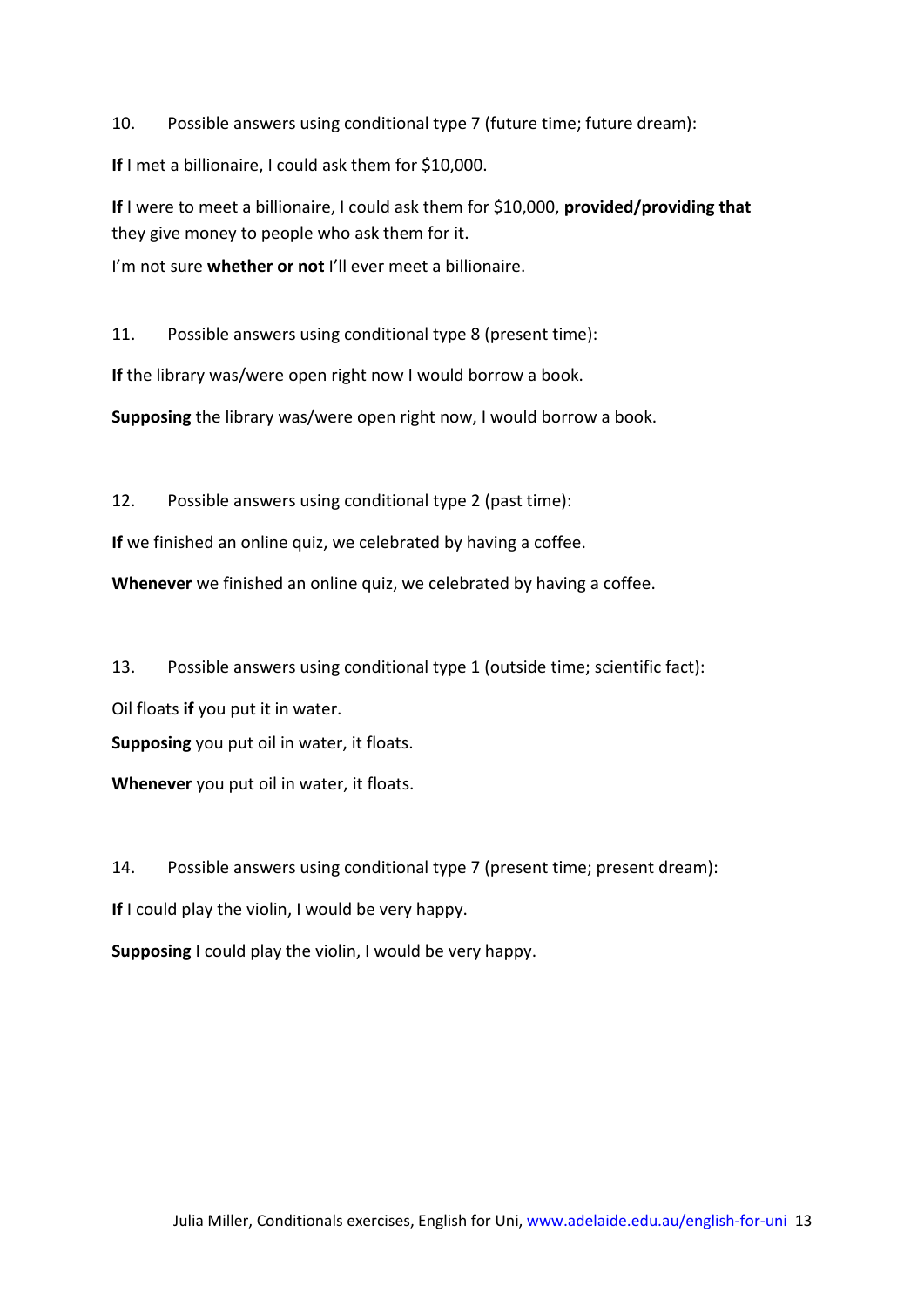10. Possible answers using conditional type 7 (future time; future dream):

**If** I met a billionaire, I could ask them for $10,000.

**If** I were to meet a billionaire, I could ask them for $10,000, **provided/providing that** they give money to people who ask them for it.

I'm not sure **whether or not** I'll ever meet a billionaire.

11. Possible answers using conditional type 8 (present time):

**If** the library was/were open right now I would borrow a book.

**Supposing** the library was/were open right now, I would borrow a book.

12. Possible answers using conditional type 2 (past time):

**If** we finished an online quiz, we celebrated by having a coffee.

**Whenever** we finished an online quiz, we celebrated by having a coffee.

13. Possible answers using conditional type 1 (outside time; scientific fact):

Oil floats **if** you put it in water.

**Supposing** you put oil in water, it floats.

**Whenever** you put oil in water, it floats.

14. Possible answers using conditional type 7 (present time; present dream):

**If** I could play the violin, I would be very happy.

**Supposing** I could play the violin, I would be very happy.

Julia Miller, Conditionals exercises, English for Uni, www.adelaide.edu.au/english-for-uni